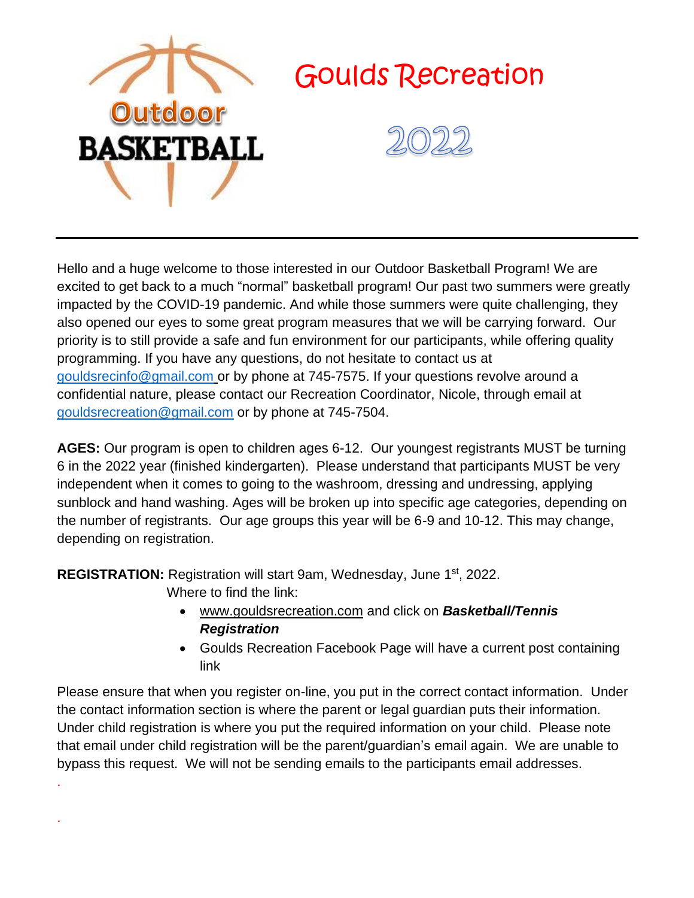Outdoor BASKETBALL

# Goulds Recreation

# 2022

---

Hello and a huge welcome to those interested in our Outdoor Basketball Program! We are excited to get back to a much "normal" basketball program! Our past two summers were greatly impacted by the COVID-19 pandemic. And while those summers were quite challenging, they also opened our eyes to some great program measures that we will be carrying forward. Our priority is to still provide a safe and fun environment for our participants, while offering quality programming. If you have any questions, do not hesitate to contact us at gouldsrecinfo@gmail.com or by phone at 745-7575. If your questions revolve around a confidential nature, please contact our Recreation Coordinator, Nicole, through email at gouldsrecreation@gmail.com or by phone at 745-7504.

**AGES:** Our program is open to children ages 6-12. Our youngest registrants MUST be turning 6 in the 2022 year (finished kindergarten). Please understand that participants MUST be very independent when it comes to going to the washroom, dressing and undressing, applying sunblock and hand washing. Ages will be broken up into specific age categories, depending on the number of registrants. Our age groups this year will be 6-9 and 10-12. This may change, depending on registration.

**REGISTRATION:** Registration will start 9am, Wednesday, June 1st, 2022.

Where to find the link:

- www.gouldsrecreation.com and click on ***Basketball/Tennis Registration***
- Goulds Recreation Facebook Page will have a current post containing link

Please ensure that when you register on-line, you put in the correct contact information. Under the contact information section is where the parent or legal guardian puts their information. Under child registration is where you put the required information on your child. Please note that email under child registration will be the parent/guardian's email again. We are unable to bypass this request. We will not be sending emails to the participants email addresses.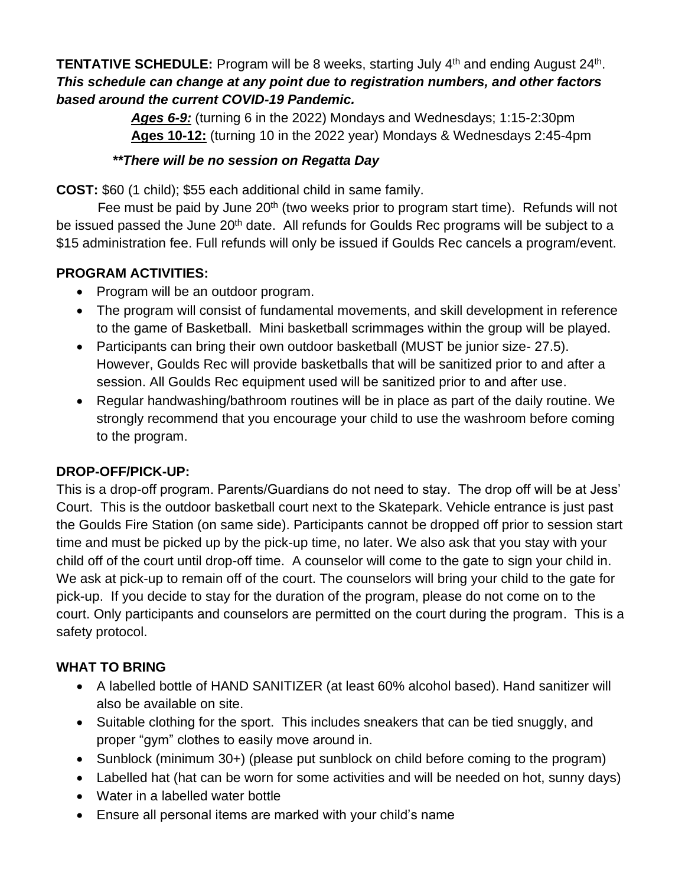**TENTATIVE SCHEDULE:** Program will be 8 weeks, starting July 4th and ending August 24th. ***This schedule can change at any point due to registration numbers, and other factors based around the current COVID-19 Pandemic.***

***Ages 6-9:*** (turning 6 in the 2022) Mondays and Wednesdays; 1:15-2:30pm
**Ages 10-12:** (turning 10 in the 2022 year) Mondays & Wednesdays 2:45-4pm

***\*\*There will be no session on Regatta Day***

**COST:** $60 (1 child); $55 each additional child in same family.

Fee must be paid by June 20th (two weeks prior to program start time). Refunds will not be issued passed the June 20th date. All refunds for Goulds Rec programs will be subject to a $15 administration fee. Full refunds will only be issued if Goulds Rec cancels a program/event.

**PROGRAM ACTIVITIES:**

- Program will be an outdoor program.
- The program will consist of fundamental movements, and skill development in reference to the game of Basketball. Mini basketball scrimmages within the group will be played.
- Participants can bring their own outdoor basketball (MUST be junior size- 27.5). However, Goulds Rec will provide basketballs that will be sanitized prior to and after a session. All Goulds Rec equipment used will be sanitized prior to and after use.
- Regular handwashing/bathroom routines will be in place as part of the daily routine. We strongly recommend that you encourage your child to use the washroom before coming to the program.

**DROP-OFF/PICK-UP:**

This is a drop-off program. Parents/Guardians do not need to stay. The drop off will be at Jess' Court. This is the outdoor basketball court next to the Skatepark. Vehicle entrance is just past the Goulds Fire Station (on same side). Participants cannot be dropped off prior to session start time and must be picked up by the pick-up time, no later. We also ask that you stay with your child off of the court until drop-off time. A counselor will come to the gate to sign your child in. We ask at pick-up to remain off of the court. The counselors will bring your child to the gate for pick-up. If you decide to stay for the duration of the program, please do not come on to the court. Only participants and counselors are permitted on the court during the program. This is a safety protocol.

**WHAT TO BRING**

- A labelled bottle of HAND SANITIZER (at least 60% alcohol based). Hand sanitizer will also be available on site.
- Suitable clothing for the sport. This includes sneakers that can be tied snuggly, and proper "gym" clothes to easily move around in.
- Sunblock (minimum 30+) (please put sunblock on child before coming to the program)
- Labelled hat (hat can be worn for some activities and will be needed on hot, sunny days)
- Water in a labelled water bottle
- Ensure all personal items are marked with your child's name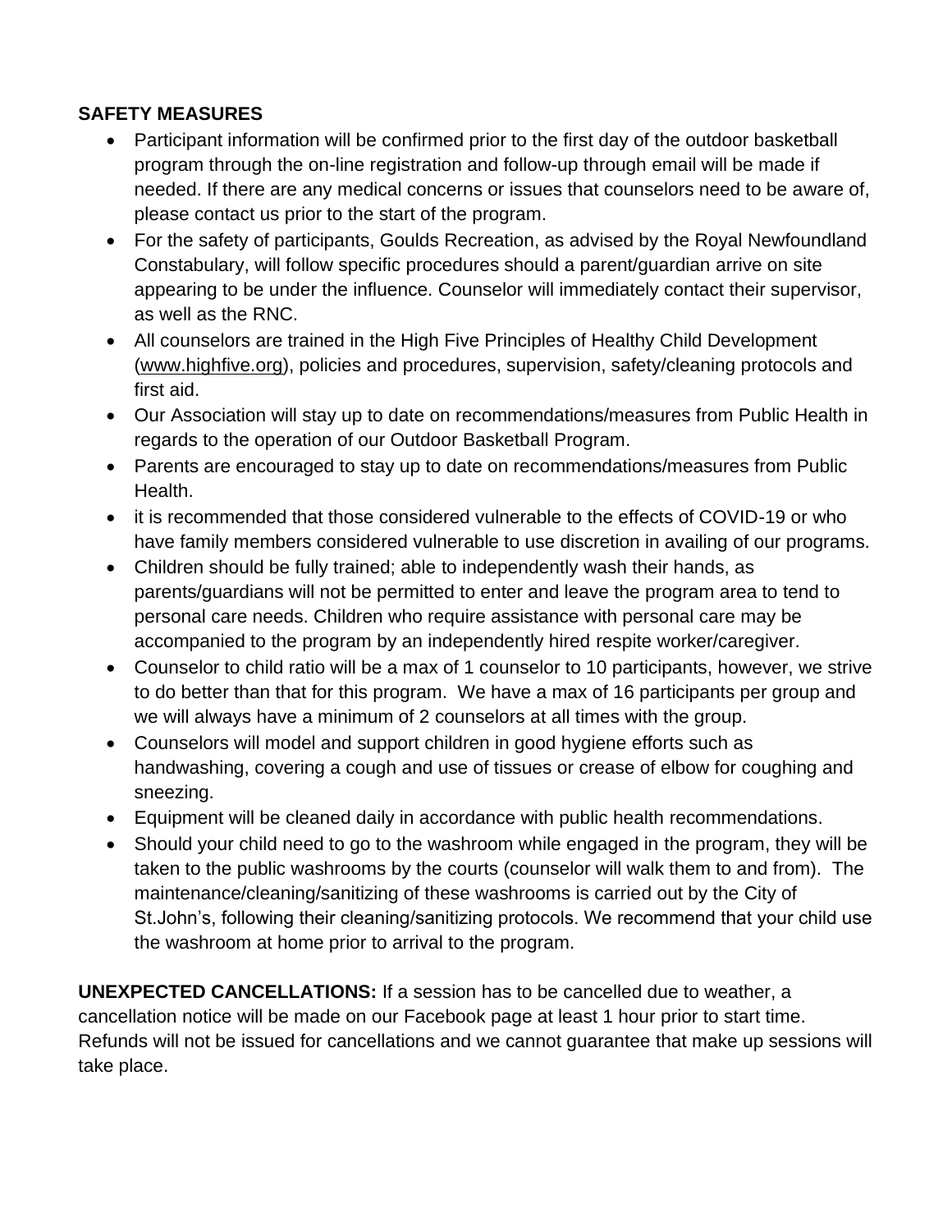**SAFETY MEASURES**

- Participant information will be confirmed prior to the first day of the outdoor basketball program through the on-line registration and follow-up through email will be made if needed. If there are any medical concerns or issues that counselors need to be aware of, please contact us prior to the start of the program.
- For the safety of participants, Goulds Recreation, as advised by the Royal Newfoundland Constabulary, will follow specific procedures should a parent/guardian arrive on site appearing to be under the influence. Counselor will immediately contact their supervisor, as well as the RNC.
- All counselors are trained in the High Five Principles of Healthy Child Development (www.highfive.org), policies and procedures, supervision, safety/cleaning protocols and first aid.
- Our Association will stay up to date on recommendations/measures from Public Health in regards to the operation of our Outdoor Basketball Program.
- Parents are encouraged to stay up to date on recommendations/measures from Public Health.
- it is recommended that those considered vulnerable to the effects of COVID-19 or who have family members considered vulnerable to use discretion in availing of our programs.
- Children should be fully trained; able to independently wash their hands, as parents/guardians will not be permitted to enter and leave the program area to tend to personal care needs. Children who require assistance with personal care may be accompanied to the program by an independently hired respite worker/caregiver.
- Counselor to child ratio will be a max of 1 counselor to 10 participants, however, we strive to do better than that for this program. We have a max of 16 participants per group and we will always have a minimum of 2 counselors at all times with the group.
- Counselors will model and support children in good hygiene efforts such as handwashing, covering a cough and use of tissues or crease of elbow for coughing and sneezing.
- Equipment will be cleaned daily in accordance with public health recommendations.
- Should your child need to go to the washroom while engaged in the program, they will be taken to the public washrooms by the courts (counselor will walk them to and from). The maintenance/cleaning/sanitizing of these washrooms is carried out by the City of St.John's, following their cleaning/sanitizing protocols. We recommend that your child use the washroom at home prior to arrival to the program.

**UNEXPECTED CANCELLATIONS:** If a session has to be cancelled due to weather, a cancellation notice will be made on our Facebook page at least 1 hour prior to start time. Refunds will not be issued for cancellations and we cannot guarantee that make up sessions will take place.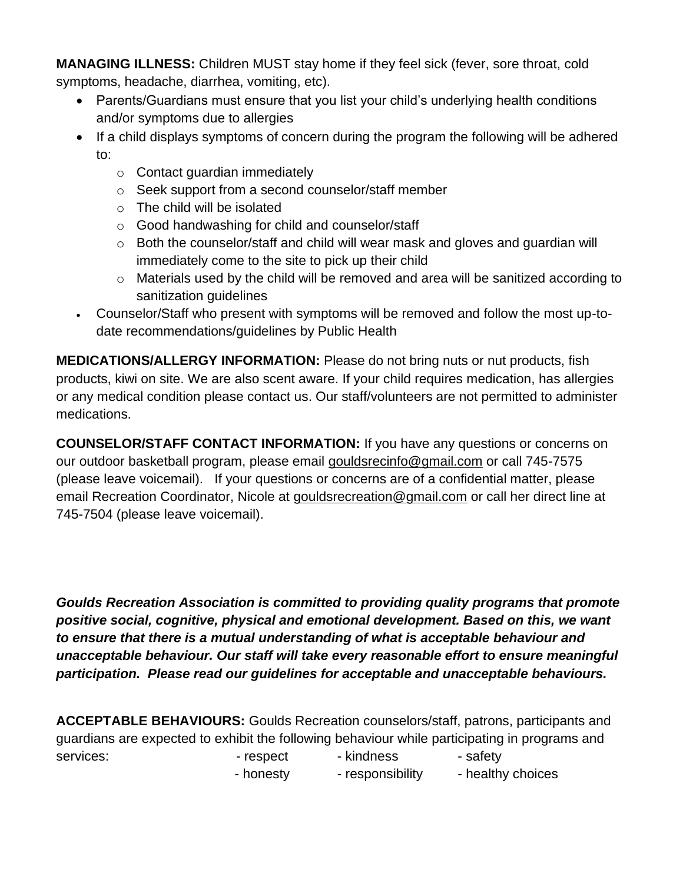**MANAGING ILLNESS:** Children MUST stay home if they feel sick (fever, sore throat, cold symptoms, headache, diarrhea, vomiting, etc).

- Parents/Guardians must ensure that you list your child's underlying health conditions and/or symptoms due to allergies
- If a child displays symptoms of concern during the program the following will be adhered to:
  - Contact guardian immediately
  - Seek support from a second counselor/staff member
  - The child will be isolated
  - Good handwashing for child and counselor/staff
  - Both the counselor/staff and child will wear mask and gloves and guardian will immediately come to the site to pick up their child
  - Materials used by the child will be removed and area will be sanitized according to sanitization guidelines
- Counselor/Staff who present with symptoms will be removed and follow the most up-to-date recommendations/guidelines by Public Health

**MEDICATIONS/ALLERGY INFORMATION:** Please do not bring nuts or nut products, fish products, kiwi on site. We are also scent aware. If your child requires medication, has allergies or any medical condition please contact us. Our staff/volunteers are not permitted to administer medications.

**COUNSELOR/STAFF CONTACT INFORMATION:** If you have any questions or concerns on our outdoor basketball program, please email gouldsrecinfo@gmail.com or call 745-7575 (please leave voicemail). If your questions or concerns are of a confidential matter, please email Recreation Coordinator, Nicole at gouldsrecreation@gmail.com or call her direct line at 745-7504 (please leave voicemail).

***Goulds Recreation Association is committed to providing quality programs that promote positive social, cognitive, physical and emotional development. Based on this, we want to ensure that there is a mutual understanding of what is acceptable behaviour and unacceptable behaviour. Our staff will take every reasonable effort to ensure meaningful participation. Please read our guidelines for acceptable and unacceptable behaviours.***

**ACCEPTABLE BEHAVIOURS:** Goulds Recreation counselors/staff, patrons, participants and guardians are expected to exhibit the following behaviour while participating in programs and services:

- respect
- kindness
- safety
- honesty
- responsibility
- healthy choices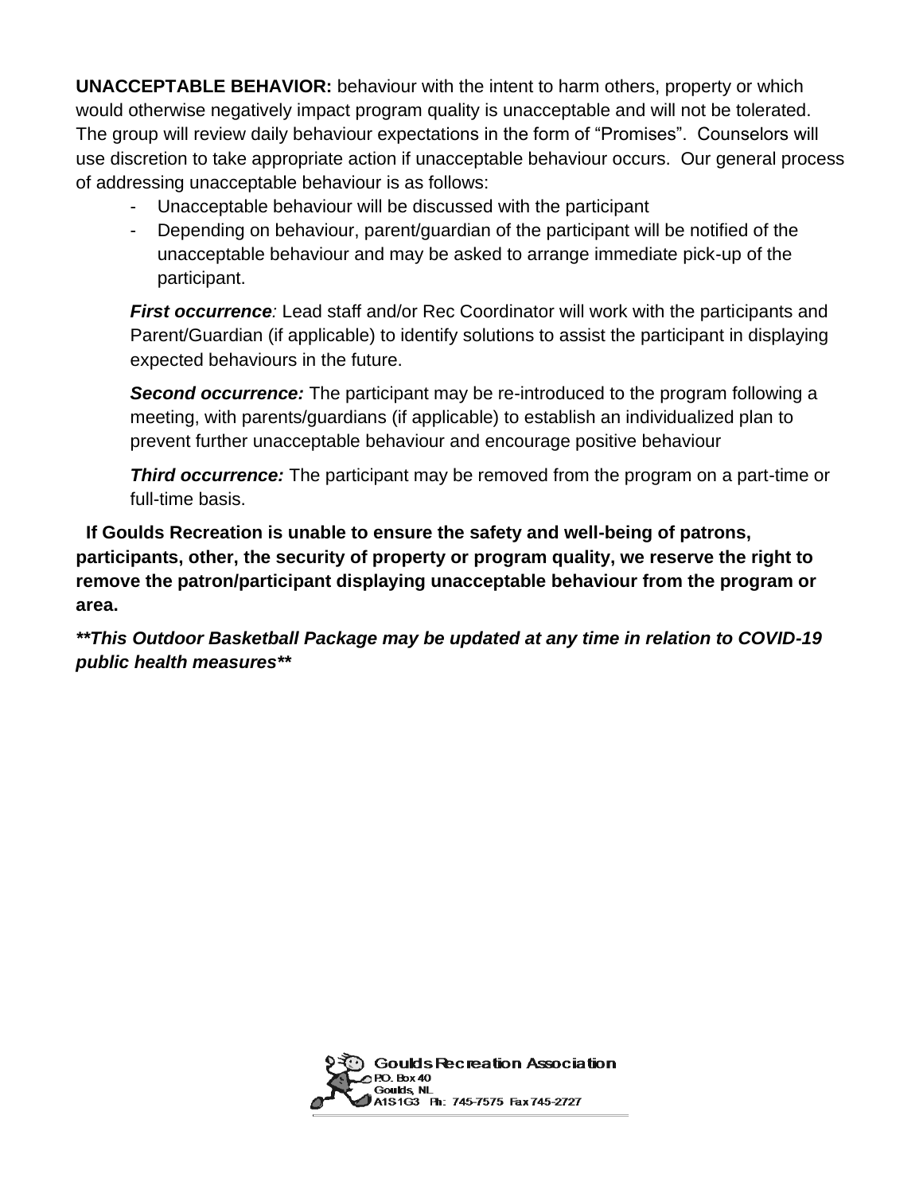**UNACCEPTABLE BEHAVIOR:** behaviour with the intent to harm others, property or which would otherwise negatively impact program quality is unacceptable and will not be tolerated. The group will review daily behaviour expectations in the form of "Promises". Counselors will use discretion to take appropriate action if unacceptable behaviour occurs. Our general process of addressing unacceptable behaviour is as follows:

- Unacceptable behaviour will be discussed with the participant
- Depending on behaviour, parent/guardian of the participant will be notified of the unacceptable behaviour and may be asked to arrange immediate pick-up of the participant.

***First occurrence**:* Lead staff and/or Rec Coordinator will work with the participants and Parent/Guardian (if applicable) to identify solutions to assist the participant in displaying expected behaviours in the future.

***Second occurrence:*** The participant may be re-introduced to the program following a meeting, with parents/guardians (if applicable) to establish an individualized plan to prevent further unacceptable behaviour and encourage positive behaviour

***Third occurrence:*** The participant may be removed from the program on a part-time or full-time basis.

**If Goulds Recreation is unable to ensure the safety and well-being of patrons, participants, other, the security of property or program quality, we reserve the right to remove the patron/participant displaying unacceptable behaviour from the program or area.**

***\*\*This Outdoor Basketball Package may be updated at any time in relation to COVID-19 public health measures\*\****